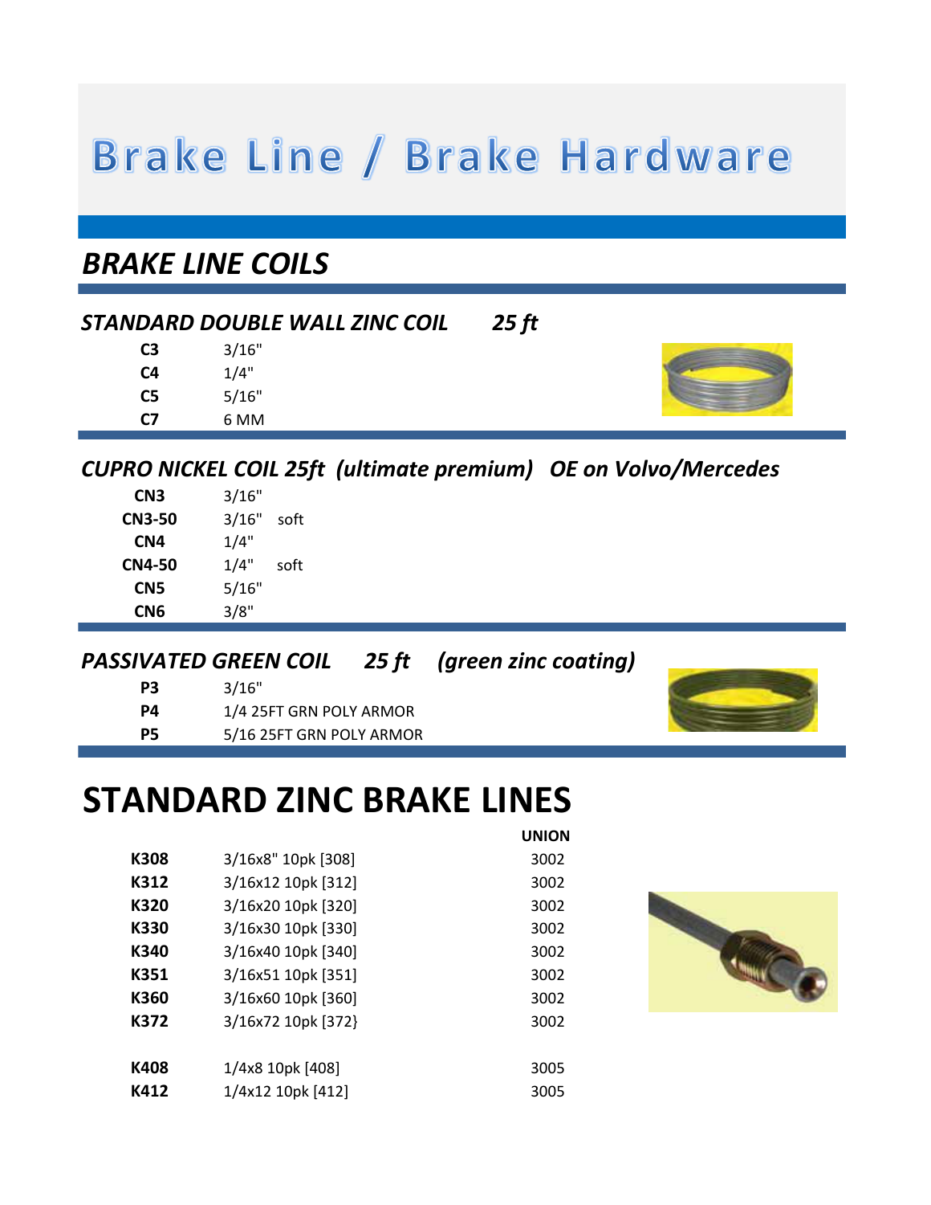# Brake Line / Brake Hardware

## BRAKE LINE COILS

### *STANDARD DOUBLE WALL ZINC COIL 25 ft*

| | |
|---|---|
| **C3** | 3/16" |
| **C4** | 1/4" |
| **C5** | 5/16" |
| **C7** | 6 MM |

### *CUPRO NICKEL COIL 25ft (ultimate premium) OE on Volvo/Mercedes*

| | | |
|---|---|---|
| **CN3** | 3/16" | |
| **CN3-50** | 3/16" | soft |
| **CN4** | 1/4" | |
| **CN4-50** | 1/4" | soft |
| **CN5** | 5/16" | |
| **CN6** | 3/8" | |

### *PASSIVATED GREEN COIL 25 ft (green zinc coating)*

| | |
|---|---|
| **P3** | 3/16" |
| **P4** | 1/4 25FT GRN POLY ARMOR |
| **P5** | 5/16 25FT GRN POLY ARMOR |

# STANDARD ZINC BRAKE LINES

| | | UNION |
|---|---|---|
| **K308** | 3/16x8" 10pk [308] | 3002 |
| **K312** | 3/16x12 10pk [312] | 3002 |
| **K320** | 3/16x20 10pk [320] | 3002 |
| **K330** | 3/16x30 10pk [330] | 3002 |
| **K340** | 3/16x40 10pk [340] | 3002 |
| **K351** | 3/16x51 10pk [351] | 3002 |
| **K360** | 3/16x60 10pk [360] | 3002 |
| **K372** | 3/16x72 10pk [372} | 3002 |
| | | |
| **K408** | 1/4x8 10pk [408] | 3005 |
| **K412** | 1/4x12 10pk [412] | 3005 |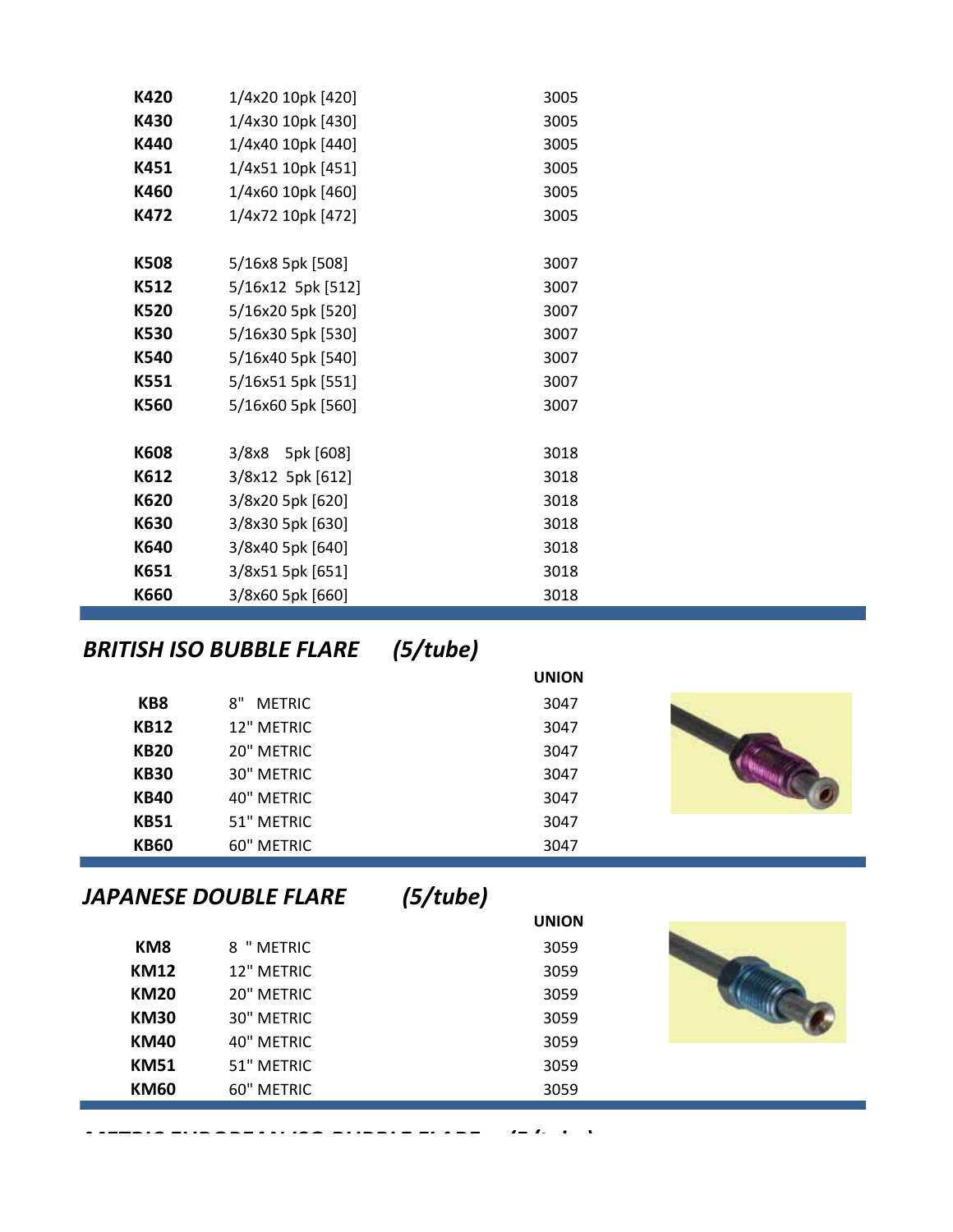| | | |
|---|---|---|
| **K420** | 1/4x20 10pk [420] | 3005 |
| **K430** | 1/4x30 10pk [430] | 3005 |
| **K440** | 1/4x40 10pk [440] | 3005 |
| **K451** | 1/4x51 10pk [451] | 3005 |
| **K460** | 1/4x60 10pk [460] | 3005 |
| **K472** | 1/4x72 10pk [472] | 3005 |
| | | |
| **K508** | 5/16x8 5pk [508] | 3007 |
| **K512** | 5/16x12 5pk [512] | 3007 |
| **K520** | 5/16x20 5pk [520] | 3007 |
| **K530** | 5/16x30 5pk [530] | 3007 |
| **K540** | 5/16x40 5pk [540] | 3007 |
| **K551** | 5/16x51 5pk [551] | 3007 |
| **K560** | 5/16x60 5pk [560] | 3007 |
| | | |
| **K608** | 3/8x8 5pk [608] | 3018 |
| **K612** | 3/8x12 5pk [612] | 3018 |
| **K620** | 3/8x20 5pk [620] | 3018 |
| **K630** | 3/8x30 5pk [630] | 3018 |
| **K640** | 3/8x40 5pk [640] | 3018 |
| **K651** | 3/8x51 5pk [651] | 3018 |
| **K660** | 3/8x60 5pk [660] | 3018 |

## *BRITISH ISO BUBBLE FLARE (5/tube)*

| | | **UNION** |
|---|---|---|
| **KB8** | 8" METRIC | 3047 |
| **KB12** | 12" METRIC | 3047 |
| **KB20** | 20" METRIC | 3047 |
| **KB30** | 30" METRIC | 3047 |
| **KB40** | 40" METRIC | 3047 |
| **KB51** | 51" METRIC | 3047 |
| **KB60** | 60" METRIC | 3047 |

## *JAPANESE DOUBLE FLARE (5/tube)*

| | | **UNION** |
|---|---|---|
| **KM8** | 8 " METRIC | 3059 |
| **KM12** | 12" METRIC | 3059 |
| **KM20** | 20" METRIC | 3059 |
| **KM30** | 30" METRIC | 3059 |
| **KM40** | 40" METRIC | 3059 |
| **KM51** | 51" METRIC | 3059 |
| **KM60** | 60" METRIC | 3059 |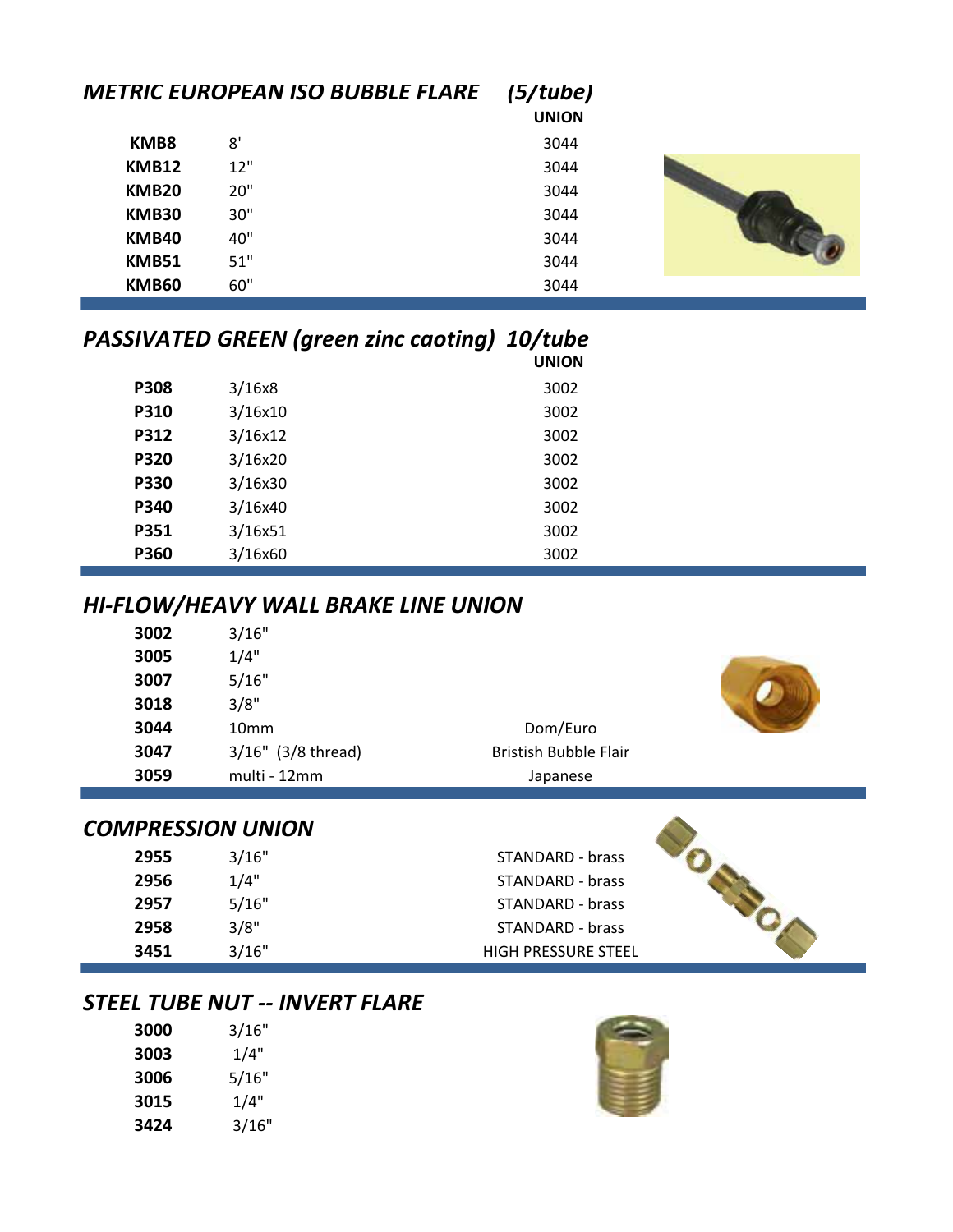## *METRIC EUROPEAN ISO BUBBLE FLARE (5/tube)*

| | | UNION |
|---|---|---|
| **KMB8** | 8' | 3044 |
| **KMB12** | 12" | 3044 |
| **KMB20** | 20" | 3044 |
| **KMB30** | 30" | 3044 |
| **KMB40** | 40" | 3044 |
| **KMB51** | 51" | 3044 |
| **KMB60** | 60" | 3044 |

## *PASSIVATED GREEN (green zinc caoting) 10/tube*

| | | UNION |
|---|---|---|
| **P308** | 3/16x8 | 3002 |
| **P310** | 3/16x10 | 3002 |
| **P312** | 3/16x12 | 3002 |
| **P320** | 3/16x20 | 3002 |
| **P330** | 3/16x30 | 3002 |
| **P340** | 3/16x40 | 3002 |
| **P351** | 3/16x51 | 3002 |
| **P360** | 3/16x60 | 3002 |

## *HI-FLOW/HEAVY WALL BRAKE LINE UNION*

| | | |
|---|---|---|
| **3002** | 3/16" | |
| **3005** | 1/4" | |
| **3007** | 5/16" | |
| **3018** | 3/8" | |
| **3044** | 10mm | Dom/Euro |
| **3047** | 3/16" (3/8 thread) | Bristish Bubble Flair |
| **3059** | multi - 12mm | Japanese |

## *COMPRESSION UNION*

| | | |
|---|---|---|
| **2955** | 3/16" | STANDARD - brass |
| **2956** | 1/4" | STANDARD - brass |
| **2957** | 5/16" | STANDARD - brass |
| **2958** | 3/8" | STANDARD - brass |
| **3451** | 3/16" | HIGH PRESSURE STEEL |

## *STEEL TUBE NUT -- INVERT FLARE*

| | |
|---|---|
| **3000** | 3/16" |
| **3003** | 1/4" |
| **3006** | 5/16" |
| **3015** | 1/4" |
| **3424** | 3/16" |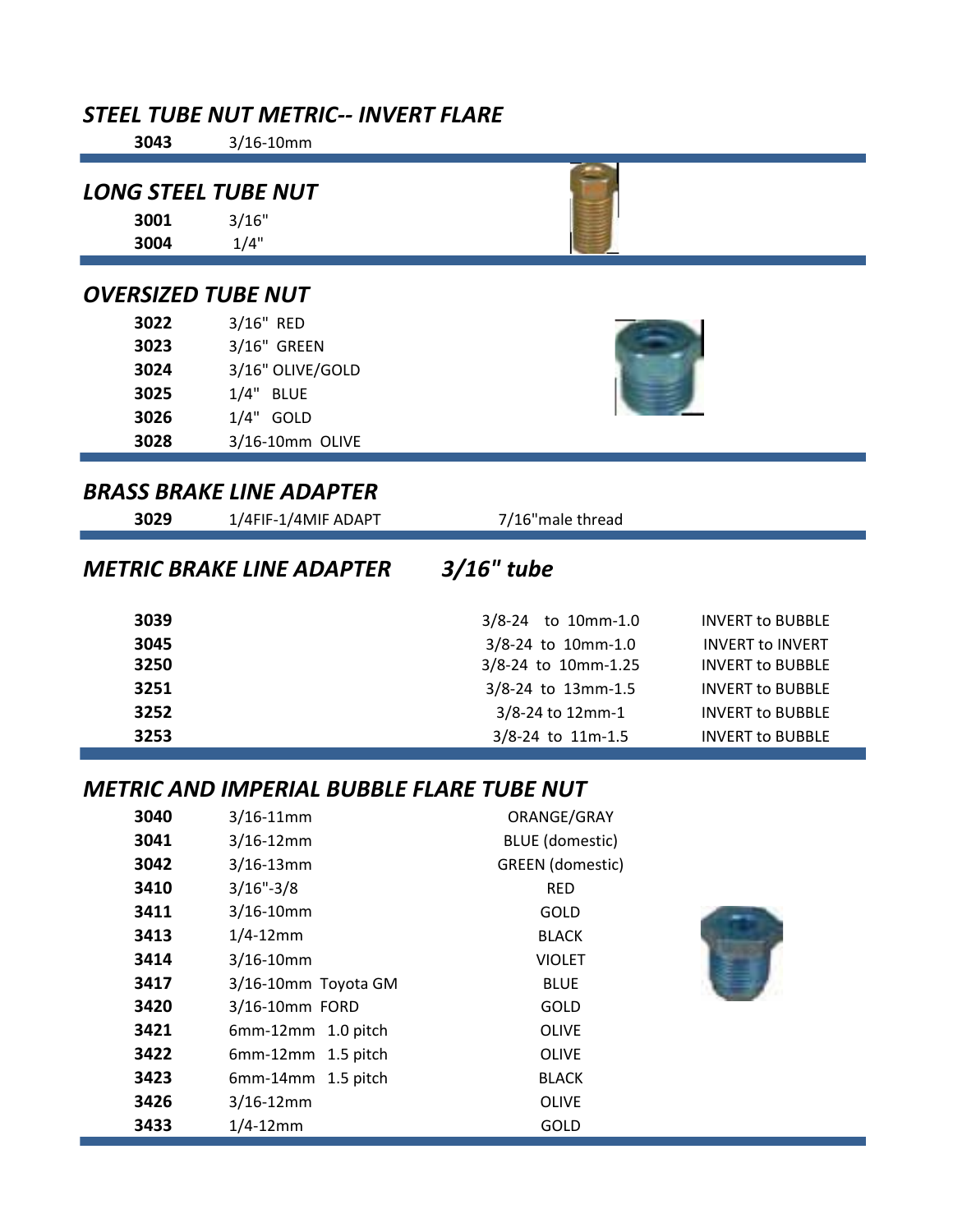## *STEEL TUBE NUT METRIC-- INVERT FLARE*

| | |
|---|---|
| **3043** | 3/16-10mm |

## *LONG STEEL TUBE NUT*

| | |
|---|---|
| **3001** | 3/16" |
| **3004** | 1/4" |

## *OVERSIZED TUBE NUT*

| | |
|---|---|
| **3022** | 3/16" RED |
| **3023** | 3/16" GREEN |
| **3024** | 3/16" OLIVE/GOLD |
| **3025** | 1/4" BLUE |
| **3026** | 1/4" GOLD |
| **3028** | 3/16-10mm OLIVE |

## *BRASS BRAKE LINE ADAPTER*

| | | |
|---|---|---|
| **3029** | 1/4FIF-1/4MIF ADAPT | 7/16"male thread |

## *METRIC BRAKE LINE ADAPTER* *3/16" tube*

| | | |
|---|---|---|
| **3039** | 3/8-24 to 10mm-1.0 | INVERT to BUBBLE |
| **3045** | 3/8-24 to 10mm-1.0 | INVERT to INVERT |
| **3250** | 3/8-24 to 10mm-1.25 | INVERT to BUBBLE |
| **3251** | 3/8-24 to 13mm-1.5 | INVERT to BUBBLE |
| **3252** | 3/8-24 to 12mm-1 | INVERT to BUBBLE |
| **3253** | 3/8-24 to 11m-1.5 | INVERT to BUBBLE |

## *METRIC AND IMPERIAL BUBBLE FLARE TUBE NUT*

| | | |
|---|---|---|
| **3040** | 3/16-11mm | ORANGE/GRAY |
| **3041** | 3/16-12mm | BLUE (domestic) |
| **3042** | 3/16-13mm | GREEN (domestic) |
| **3410** | 3/16"-3/8 | RED |
| **3411** | 3/16-10mm | GOLD |
| **3413** | 1/4-12mm | BLACK |
| **3414** | 3/16-10mm | VIOLET |
| **3417** | 3/16-10mm Toyota GM | BLUE |
| **3420** | 3/16-10mm FORD | GOLD |
| **3421** | 6mm-12mm 1.0 pitch | OLIVE |
| **3422** | 6mm-12mm 1.5 pitch | OLIVE |
| **3423** | 6mm-14mm 1.5 pitch | BLACK |
| **3426** | 3/16-12mm | OLIVE |
| **3433** | 1/4-12mm | GOLD |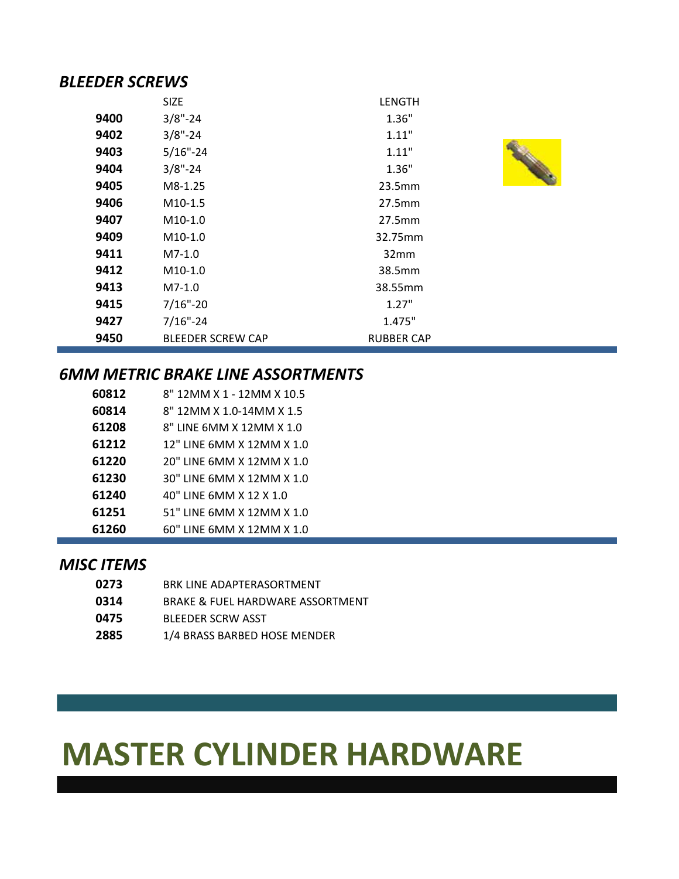## *BLEEDER SCREWS*

| | SIZE | LENGTH |
|---|---|---|
| **9400** | 3/8"-24 | 1.36" |
| **9402** | 3/8"-24 | 1.11" |
| **9403** | 5/16"-24 | 1.11" |
| **9404** | 3/8"-24 | 1.36" |
| **9405** | M8-1.25 | 23.5mm |
| **9406** | M10-1.5 | 27.5mm |
| **9407** | M10-1.0 | 27.5mm |
| **9409** | M10-1.0 | 32.75mm |
| **9411** | M7-1.0 | 32mm |
| **9412** | M10-1.0 | 38.5mm |
| **9413** | M7-1.0 | 38.55mm |
| **9415** | 7/16"-20 | 1.27" |
| **9427** | 7/16"-24 | 1.475" |
| **9450** | BLEEDER SCREW CAP | RUBBER CAP |

## *6MM METRIC BRAKE LINE ASSORTMENTS*

| | |
|---|---|
| **60812** | 8" 12MM X 1 - 12MM X 10.5 |
| **60814** | 8" 12MM X 1.0-14MM X 1.5 |
| **61208** | 8" LINE 6MM X 12MM X 1.0 |
| **61212** | 12" LINE 6MM X 12MM X 1.0 |
| **61220** | 20" LINE 6MM X 12MM X 1.0 |
| **61230** | 30" LINE 6MM X 12MM X 1.0 |
| **61240** | 40" LINE 6MM X 12 X 1.0 |
| **61251** | 51" LINE 6MM X 12MM X 1.0 |
| **61260** | 60" LINE 6MM X 12MM X 1.0 |

## *MISC ITEMS*

| | |
|---|---|
| **0273** | BRK LINE ADAPTERASORTMENT |
| **0314** | BRAKE & FUEL HARDWARE ASSORTMENT |
| **0475** | BLEEDER SCRW ASST |
| **2885** | 1/4 BRASS BARBED HOSE MENDER |

# MASTER CYLINDER HARDWARE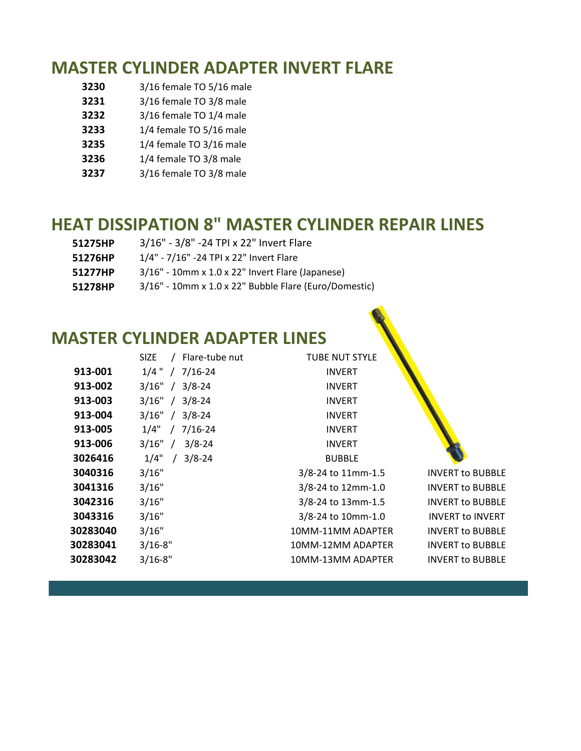## MASTER CYLINDER ADAPTER INVERT FLARE

| | |
|---|---|
| **3230** | 3/16 female TO 5/16 male |
| **3231** | 3/16 female TO 3/8 male |
| **3232** | 3/16 female TO 1/4 male |
| **3233** | 1/4 female TO 5/16 male |
| **3235** | 1/4 female TO 3/16 male |
| **3236** | 1/4 female TO 3/8 male |
| **3237** | 3/16 female TO 3/8 male |

## HEAT DISSIPATION 8" MASTER CYLINDER REPAIR LINES

| | |
|---|---|
| **51275HP** | 3/16" - 3/8" -24 TPI x 22" Invert Flare |
| **51276HP** | 1/4" - 7/16" -24 TPI x 22" Invert Flare |
| **51277HP** | 3/16" - 10mm x 1.0 x 22" Invert Flare (Japanese) |
| **51278HP** | 3/16" - 10mm x 1.0 x 22" Bubble Flare (Euro/Domestic) |

## MASTER CYLINDER ADAPTER LINES

| | SIZE / Flare-tube nut | TUBE NUT STYLE | |
|---|---|---|---|
| **913-001** | 1/4 " / 7/16-24 | INVERT | |
| **913-002** | 3/16" / 3/8-24 | INVERT | |
| **913-003** | 3/16" / 3/8-24 | INVERT | |
| **913-004** | 3/16" / 3/8-24 | INVERT | |
| **913-005** | 1/4" / 7/16-24 | INVERT | |
| **913-006** | 3/16" / 3/8-24 | INVERT | |
| **3026416** | 1/4" / 3/8-24 | BUBBLE | |
| **3040316** | 3/16" | 3/8-24 to 11mm-1.5 | INVERT to BUBBLE |
| **3041316** | 3/16" | 3/8-24 to 12mm-1.0 | INVERT to BUBBLE |
| **3042316** | 3/16" | 3/8-24 to 13mm-1.5 | INVERT to BUBBLE |
| **3043316** | 3/16" | 3/8-24 to 10mm-1.0 | INVERT to INVERT |
| **30283040** | 3/16" | 10MM-11MM ADAPTER | INVERT to BUBBLE |
| **30283041** | 3/16-8" | 10MM-12MM ADAPTER | INVERT to BUBBLE |
| **30283042** | 3/16-8" | 10MM-13MM ADAPTER | INVERT to BUBBLE |